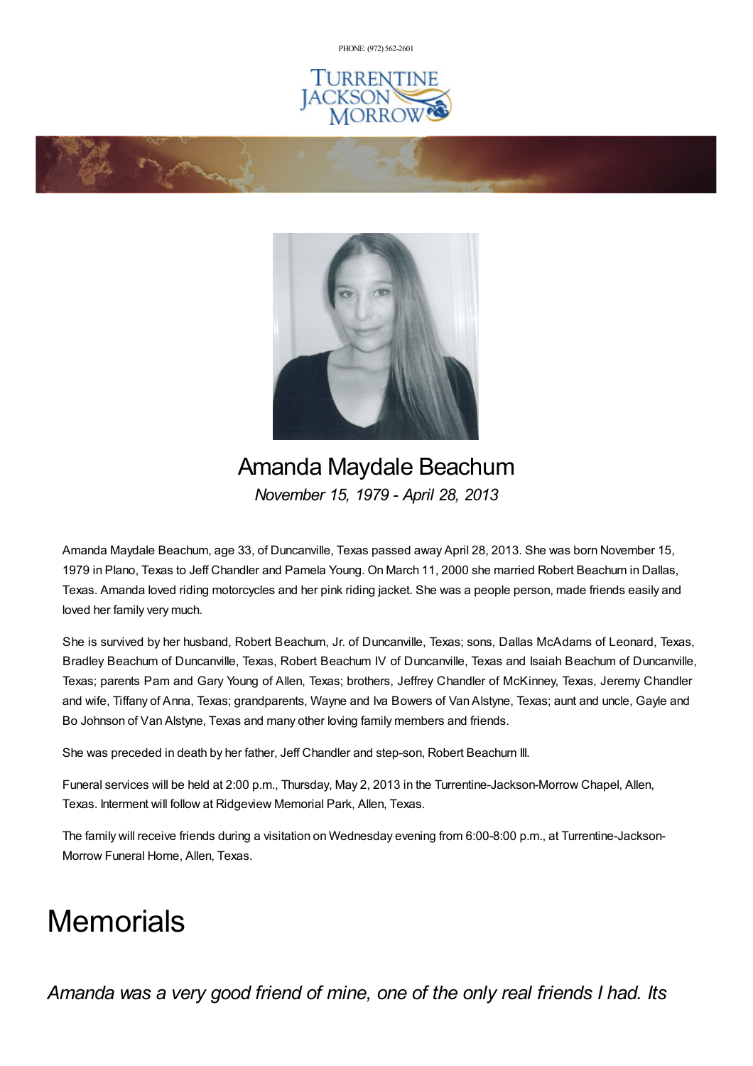PHONE: (972) 562-2601

TURRENTINE JACKSON MORROW

# Amanda Maydale Beachum

*November 15, 1979 - April 28, 2013*

Amanda Maydale Beachum, age 33, of Duncanville, Texas passed away April 28, 2013. She was born November 15, 1979 in Plano, Texas to Jeff Chandler and Pamela Young. On March 11, 2000 she married Robert Beachum in Dallas, Texas. Amanda loved riding motorcycles and her pink riding jacket. She was a people person, made friends easily and loved her family very much.

She is survived by her husband, Robert Beachum, Jr. of Duncanville, Texas; sons, Dallas McAdams of Leonard, Texas, Bradley Beachum of Duncanville, Texas, Robert Beachum IV of Duncanville, Texas and Isaiah Beachum of Duncanville, Texas; parents Pam and Gary Young of Allen, Texas; brothers, Jeffrey Chandler of McKinney, Texas, Jeremy Chandler and wife, Tiffany of Anna, Texas; grandparents, Wayne and Iva Bowers of Van Alstyne, Texas; aunt and uncle, Gayle and Bo Johnson of Van Alstyne, Texas and many other loving family members and friends.

She was preceded in death by her father, Jeff Chandler and step-son, Robert Beachum III.

Funeral services will be held at 2:00 p.m., Thursday, May 2, 2013 in the Turrentine-Jackson-Morrow Chapel, Allen, Texas. Interment will follow at Ridgeview Memorial Park, Allen, Texas.

The family will receive friends during a visitation on Wednesday evening from 6:00-8:00 p.m., at Turrentine-Jackson-Morrow Funeral Home, Allen, Texas.

# Memorials

*Amanda was a very good friend of mine, one of the only real friends I had. Its*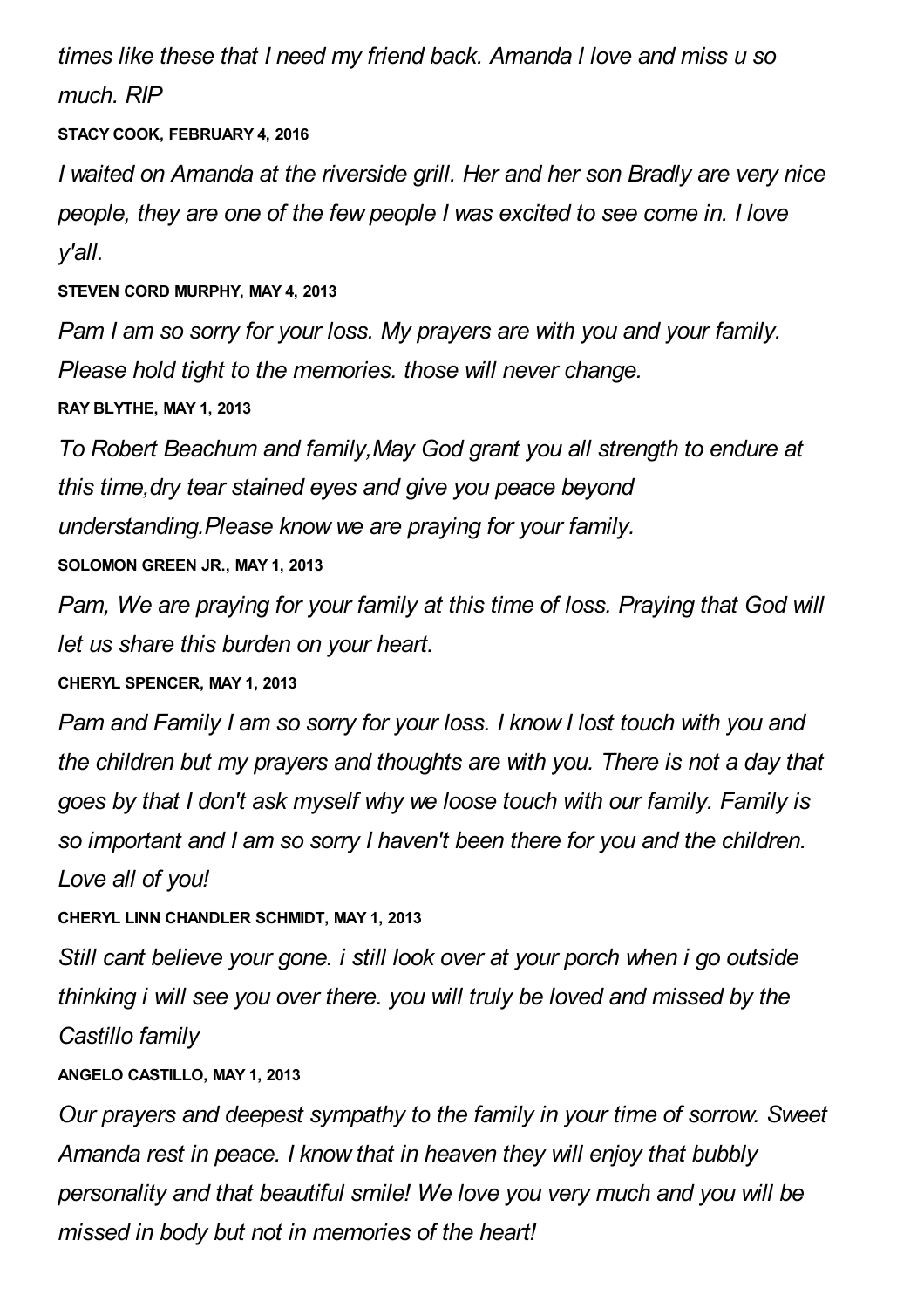*times like these that I need my friend back. Amanda I love and miss u so much. RIP*

**STACY COOK, FEBRUARY 4, 2016**

*I waited on Amanda at the riverside grill. Her and her son Bradly are very nice people, they are one of the few people I was excited to see come in. I love y'all.*

**STEVEN CORD MURPHY, MAY 4, 2013**

*Pam I am so sorry for your loss. My prayers are with you and your family. Please hold tight to the memories. those will never change.*

**RAY BLYTHE, MAY 1, 2013**

*To Robert Beachum and family,May God grant you all strength to endure at this time,dry tear stained eyes and give you peace beyond understanding.Please know we are praying for your family.*

**SOLOMON GREEN JR., MAY 1, 2013**

*Pam, We are praying for your family at this time of loss. Praying that God will let us share this burden on your heart.*

**CHERYL SPENCER, MAY 1, 2013**

*Pam and Family I am so sorry for your loss. I know I lost touch with you and the children but my prayers and thoughts are with you. There is not a day that goes by that I don't ask myself why we loose touch with our family. Family is so important and I am so sorry I haven't been there for you and the children. Love all of you!*

**CHERYL LINN CHANDLER SCHMIDT, MAY 1, 2013**

*Still cant believe your gone. i still look over at your porch when i go outside thinking i will see you over there. you will truly be loved and missed by the Castillo family*

**ANGELO CASTILLO, MAY 1, 2013**

*Our prayers and deepest sympathy to the family in your time of sorrow. Sweet Amanda rest in peace. I know that in heaven they will enjoy that bubbly personality and that beautiful smile! We love you very much and you will be missed in body but not in memories of the heart!*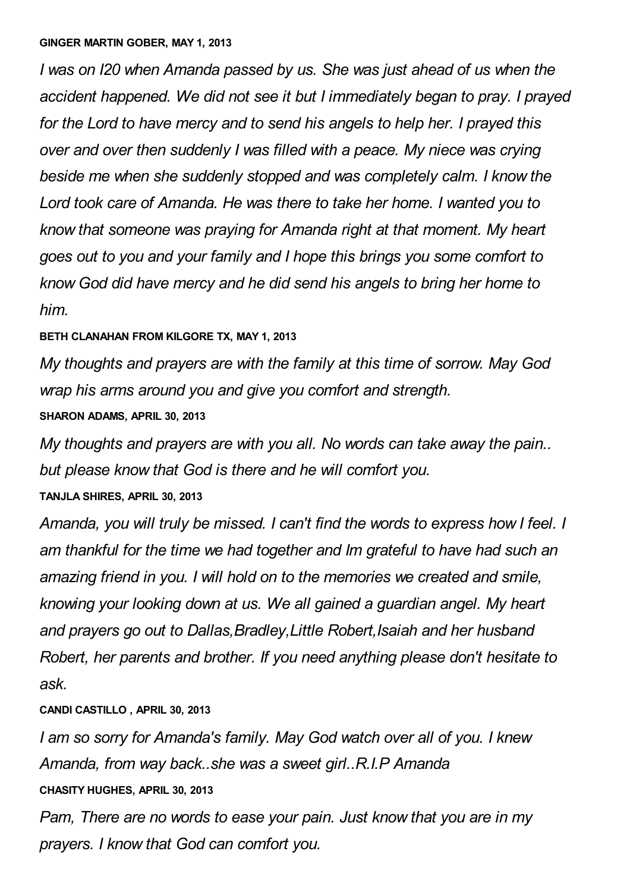**GINGER MARTIN GOBER, MAY 1, 2013**

*I was on I20 when Amanda passed by us. She was just ahead of us when the accident happened. We did not see it but I immediately began to pray. I prayed for the Lord to have mercy and to send his angels to help her. I prayed this over and over then suddenly I was filled with a peace. My niece was crying beside me when she suddenly stopped and was completely calm. I know the Lord took care of Amanda. He was there to take her home. I wanted you to know that someone was praying for Amanda right at that moment. My heart goes out to you and your family and I hope this brings you some comfort to know God did have mercy and he did send his angels to bring her home to him.*

**BETH CLANAHAN FROM KILGORE TX, MAY 1, 2013**

*My thoughts and prayers are with the family at this time of sorrow. May God wrap his arms around you and give you comfort and strength.*

**SHARON ADAMS, APRIL 30, 2013**

*My thoughts and prayers are with you all. No words can take away the pain.. but please know that God is there and he will comfort you.*

**TANJLA SHIRES, APRIL 30, 2013**

*Amanda, you will truly be missed. I can't find the words to express how I feel. I am thankful for the time we had together and Im grateful to have had such an amazing friend in you. I will hold on to the memories we created and smile, knowing your looking down at us. We all gained a guardian angel. My heart and prayers go out to Dallas,Bradley,Little Robert,Isaiah and her husband Robert, her parents and brother. If you need anything please don't hesitate to ask.*

**CANDI CASTILLO , APRIL 30, 2013**

*I am so sorry for Amanda's family. May God watch over all of you. I knew Amanda, from way back..she was a sweet girl..R.I.P Amanda*

**CHASITY HUGHES, APRIL 30, 2013**

*Pam, There are no words to ease your pain. Just know that you are in my prayers. I know that God can comfort you.*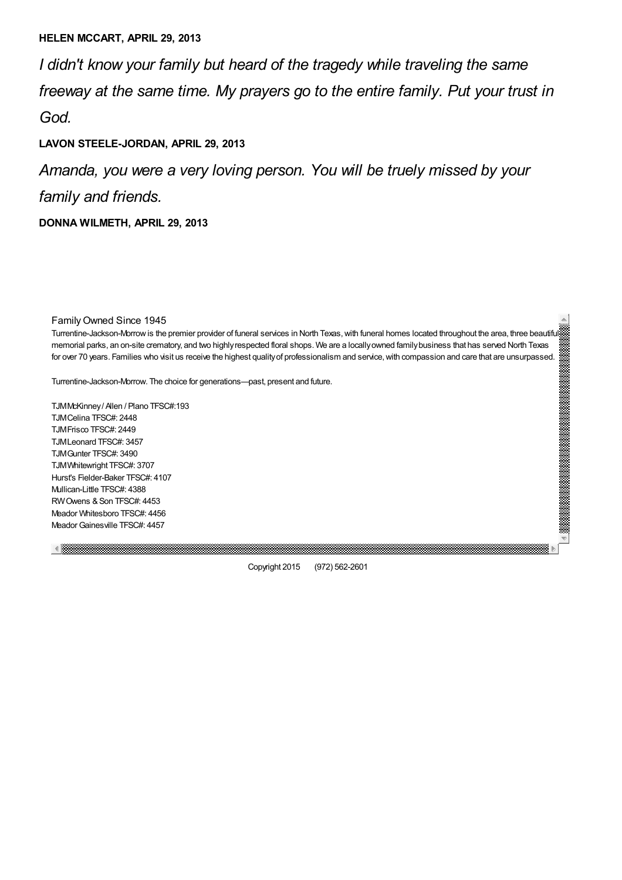**HELEN MCCART, APRIL 29, 2013**

*I didn't know your family but heard of the tragedy while traveling the same freeway at the same time. My prayers go to the entire family. Put your trust in God.*

**LAVON STEELE-JORDAN, APRIL 29, 2013**

*Amanda, you were a very loving person. You will be truely missed by your family and friends.*

**DONNA WILMETH, APRIL 29, 2013**

Family Owned Since 1945

Turrentine-Jackson-Morrow is the premier provider of funeral services in North Texas, with funeral homes located throughout the area, three beautiful memorial parks, an on-site crematory, and two highly respected floral shops. We are a locally owned family business that has served North Texas for over 70 years. Families who visit us receive the highest quality of professionalism and service, with compassion and care that are unsurpassed.

Turrentine-Jackson-Morrow. The choice for generations—past, present and future.

TJM McKinney / Allen / Plano TFSC#:193
TJM Celina TFSC#: 2448
TJM Frisco TFSC#: 2449
TJM Leonard TFSC#: 3457
TJM Gunter TFSC#: 3490
TJM Whitewright TFSC#: 3707
Hurst's Fielder-Baker TFSC#: 4107
Mullican-Little TFSC#: 4388
RW Owens & Son TFSC#: 4453
Meador Whitesboro TFSC#: 4456
Meador Gainesville TFSC#: 4457

Copyright 2015 (972) 562-2601